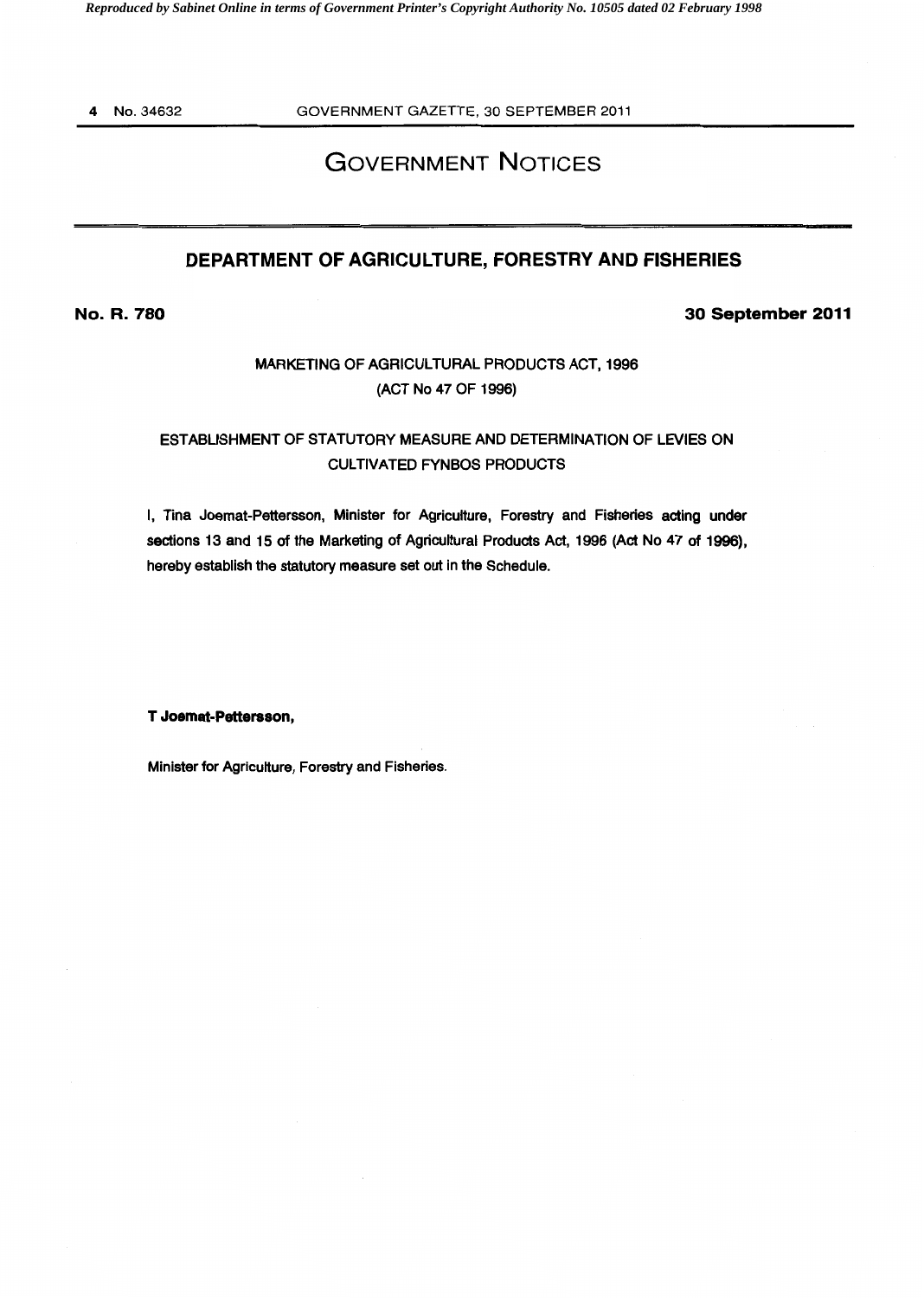# GOVERNMENT NOTICES

## DEPARTMENT OF AGRICULTURE, FORESTRY AND FISHERIES

**No. R. 780** **30 September 2011**

MARKETING OF AGRICULTURAL PRODUCTS ACT, 1996
(ACT No 47 OF 1996)

ESTABLISHMENT OF STATUTORY MEASURE AND DETERMINATION OF LEVIES ON CULTIVATED FYNBOS PRODUCTS

I, Tina Joemat-Pettersson, Minister for Agriculture, Forestry and Fisheries acting under sections 13 and 15 of the Marketing of Agricultural Products Act, 1996 (Act No 47 of 1996), hereby establish the statutory measure set out in the Schedule.

**T Joemat-Pettersson,**

Minister for Agriculture, Forestry and Fisheries.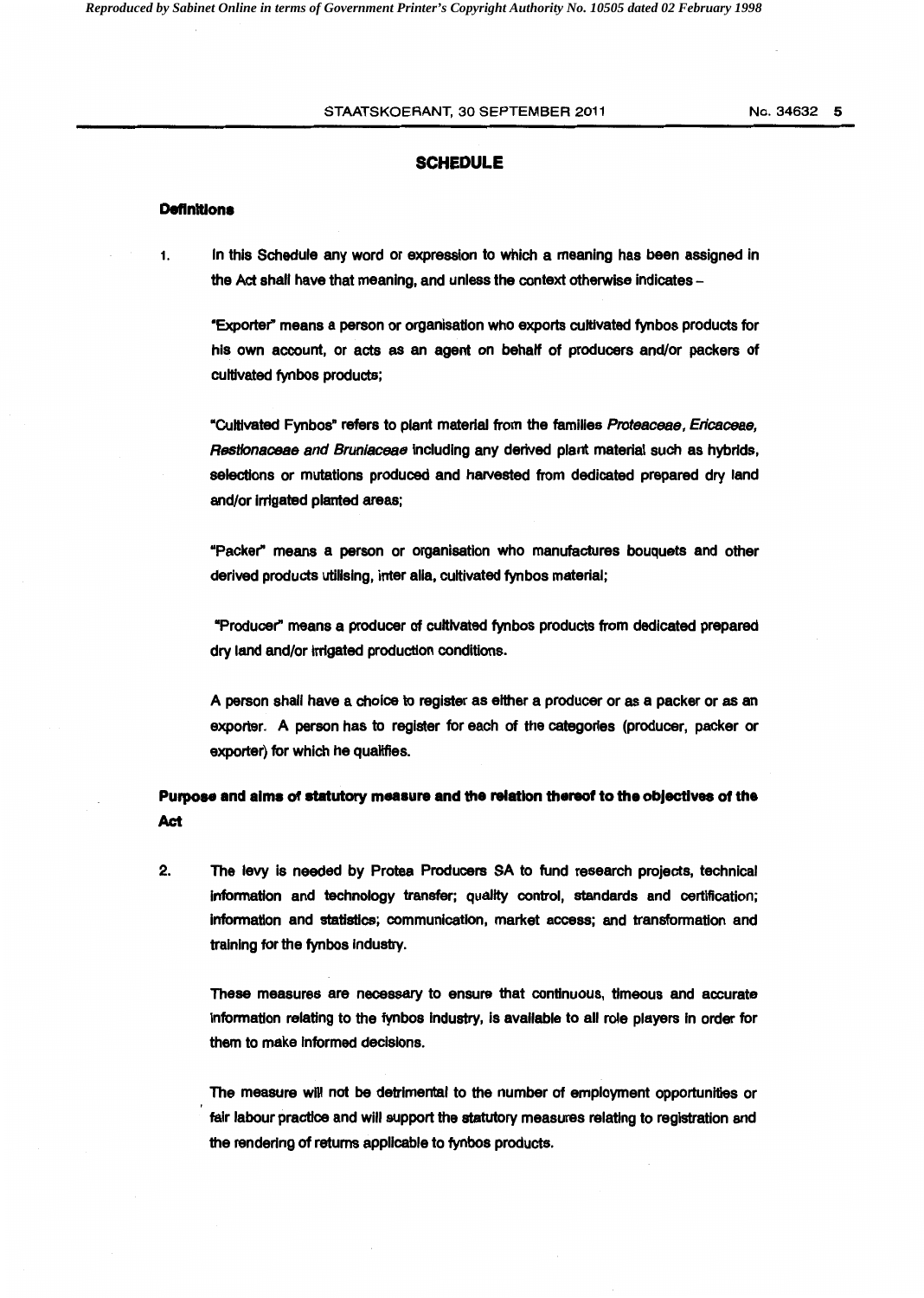## SCHEDULE

### Definitions

1. In this Schedule any word or expression to which a meaning has been assigned in the Act shall have that meaning, and unless the context otherwise indicates –

   "Exporter" means a person or organisation who exports cultivated fynbos products for his own account, or acts as an agent on behalf of producers and/or packers of cultivated fynbos products;

   "Cultivated Fynbos" refers to plant material from the families *Proteaceae*, *Ericaceae*, *Restionaceae and Bruniaceae* including any derived plant material such as hybrids, selections or mutations produced and harvested from dedicated prepared dry land and/or irrigated planted areas;

   "Packer" means a person or organisation who manufactures bouquets and other derived products utilising, inter alia, cultivated fynbos material;

   "Producer" means a producer of cultivated fynbos products from dedicated prepared dry land and/or irrigated production conditions.

   A person shall have a choice to register as either a producer or as a packer or as an exporter. A person has to register for each of the categories (producer, packer or exporter) for which he qualifies.

### Purpose and aims of statutory measure and the relation thereof to the objectives of the Act

2. The levy is needed by Protea Producers SA to fund research projects, technical information and technology transfer; quality control, standards and certification; information and statistics; communication, market access; and transformation and training for the fynbos industry.

   These measures are necessary to ensure that continuous, timeous and accurate information relating to the fynbos industry, is available to all role players in order for them to make informed decisions.

   The measure will not be detrimental to the number of employment opportunities or fair labour practice and will support the statutory measures relating to registration and the rendering of returns applicable to fynbos products.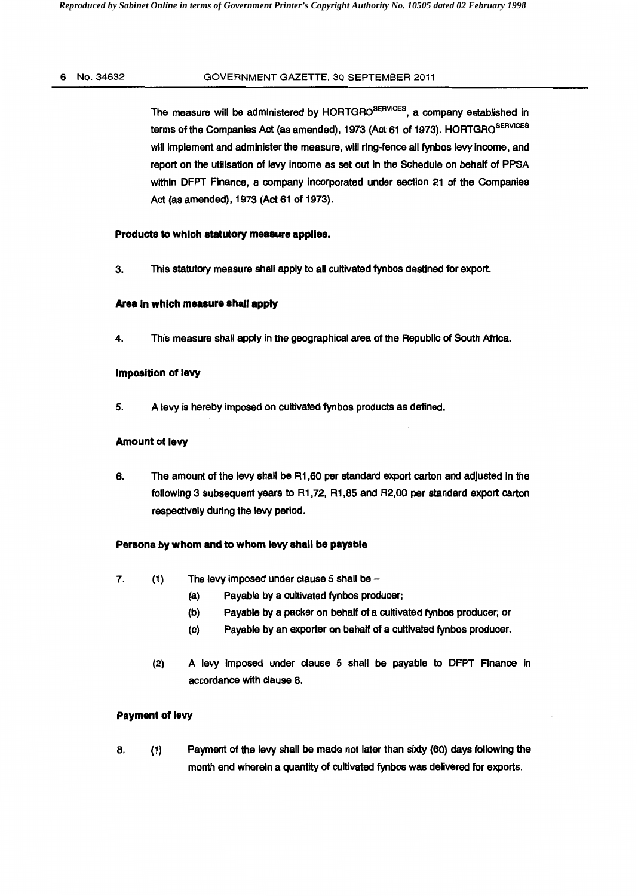The measure will be administered by HORTGRO$^{SERVICES}$, a company established in terms of the Companies Act (as amended), 1973 (Act 61 of 1973). HORTGRO$^{SERVICES}$ will implement and administer the measure, will ring-fence all fynbos levy income, and report on the utilisation of levy income as set out in the Schedule on behalf of PPSA within DFPT Finance, a company incorporated under section 21 of the Companies Act (as amended), 1973 (Act 61 of 1973).

**Products to which statutory measure applies.**

3. This statutory measure shall apply to all cultivated fynbos destined for export.

**Area in which measure shall apply**

4. This measure shall apply in the geographical area of the Republic of South Africa.

**Imposition of levy**

5. A levy is hereby imposed on cultivated fynbos products as defined.

**Amount of levy**

6. The amount of the levy shall be R1,60 per standard export carton and adjusted in the following 3 subsequent years to R1,72, R1,85 and R2,00 per standard export carton respectively during the levy period.

**Persons by whom and to whom levy shall be payable**

7. (1) The levy imposed under clause 5 shall be –
   - (a) Payable by a cultivated fynbos producer;
   - (b) Payable by a packer on behalf of a cultivated fynbos producer; or
   - (c) Payable by an exporter on behalf of a cultivated fynbos producer.

   (2) A levy imposed under clause 5 shall be payable to DFPT Finance in accordance with clause 8.

**Payment of levy**

8. (1) Payment of the levy shall be made not later than sixty (60) days following the month end wherein a quantity of cultivated fynbos was delivered for exports.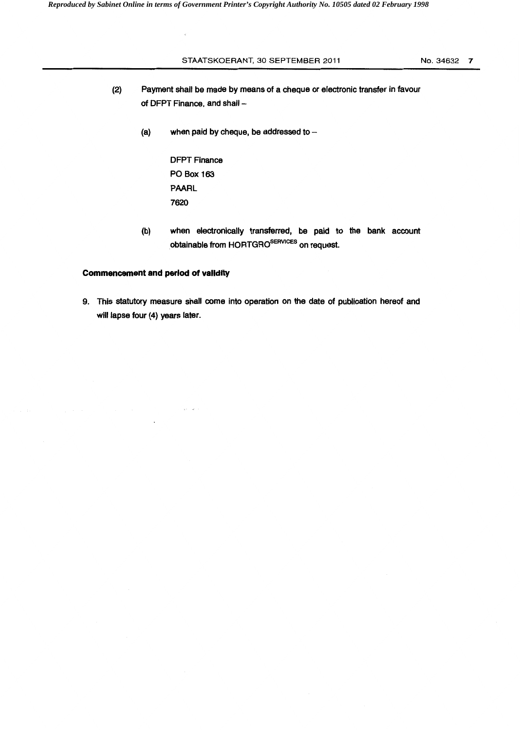(2) Payment shall be made by means of a cheque or electronic transfer in favour of DFPT Finance, and shall –

(a) when paid by cheque, be addressed to –

DFPT Finance
PO Box 163
PAARL
7620

(b) when electronically transferred, be paid to the bank account obtainable from HORTGRO[SERVICES] on request.

**Commencement and period of validity**

9. This statutory measure shall come into operation on the date of publication hereof and will lapse four (4) years later.